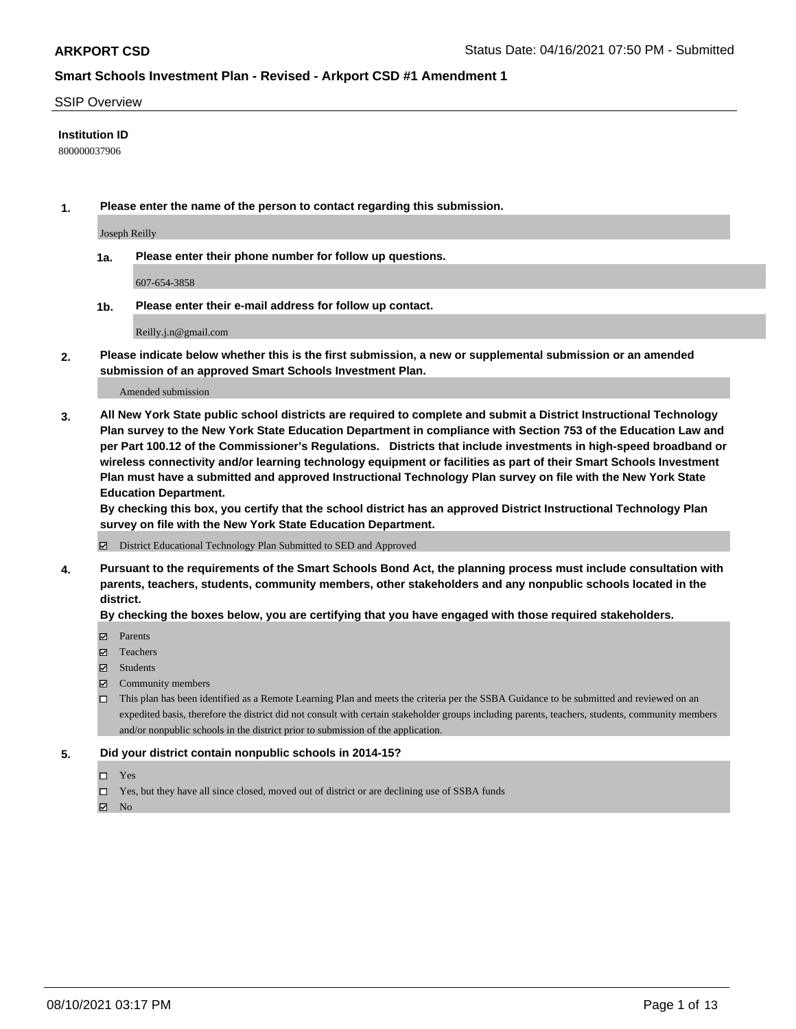# ARKPORT CSD

Status Date: 04/16/2021 07:50 PM - Submitted

## Smart Schools Investment Plan - Revised - Arkport CSD #1 Amendment 1

SSIP Overview

**Institution ID**

800000037906

**1. Please enter the name of the person to contact regarding this submission.**

Joseph Reilly

**1a. Please enter their phone number for follow up questions.**

607-654-3858

**1b. Please enter their e-mail address for follow up contact.**

Reilly.j.n@gmail.com

**2. Please indicate below whether this is the first submission, a new or supplemental submission or an amended submission of an approved Smart Schools Investment Plan.**

Amended submission

**3. All New York State public school districts are required to complete and submit a District Instructional Technology Plan survey to the New York State Education Department in compliance with Section 753 of the Education Law and per Part 100.12 of the Commissioner's Regulations. Districts that include investments in high-speed broadband or wireless connectivity and/or learning technology equipment or facilities as part of their Smart Schools Investment Plan must have a submitted and approved Instructional Technology Plan survey on file with the New York State Education Department.**
**By checking this box, you certify that the school district has an approved District Instructional Technology Plan survey on file with the New York State Education Department.**

☑ District Educational Technology Plan Submitted to SED and Approved

**4. Pursuant to the requirements of the Smart Schools Bond Act, the planning process must include consultation with parents, teachers, students, community members, other stakeholders and any nonpublic schools located in the district.**
**By checking the boxes below, you are certifying that you have engaged with those required stakeholders.**

☑ Parents
☑ Teachers
☑ Students
☑ Community members
☐ This plan has been identified as a Remote Learning Plan and meets the criteria per the SSBA Guidance to be submitted and reviewed on an expedited basis, therefore the district did not consult with certain stakeholder groups including parents, teachers, students, community members and/or nonpublic schools in the district prior to submission of the application.

**5. Did your district contain nonpublic schools in 2014-15?**

☐ Yes
☐ Yes, but they have all since closed, moved out of district or are declining use of SSBA funds
☑ No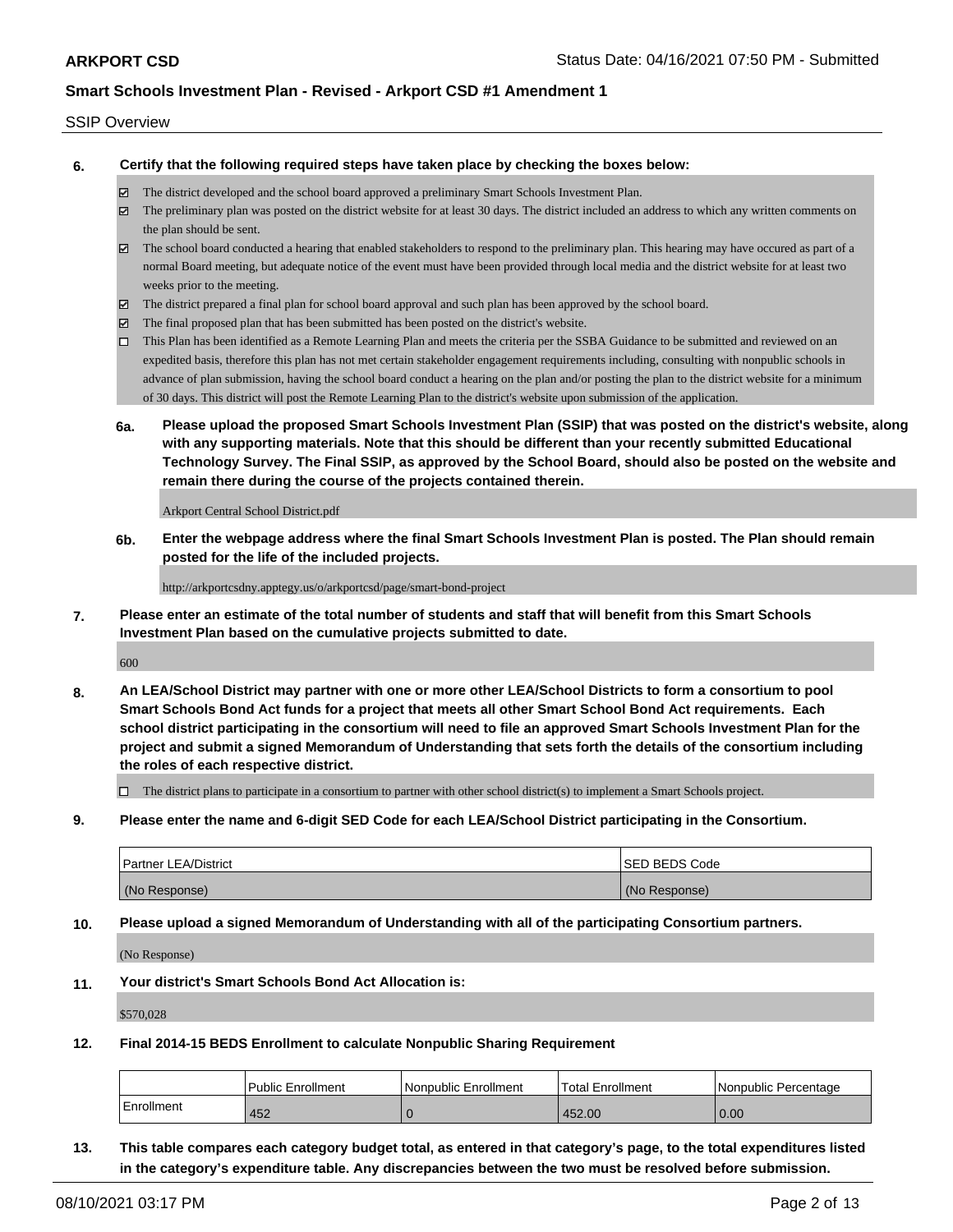SSIP Overview

**6. Certify that the following required steps have taken place by checking the boxes below:**

- ☑ The district developed and the school board approved a preliminary Smart Schools Investment Plan.
- ☑ The preliminary plan was posted on the district website for at least 30 days. The district included an address to which any written comments on the plan should be sent.
- ☑ The school board conducted a hearing that enabled stakeholders to respond to the preliminary plan. This hearing may have occured as part of a normal Board meeting, but adequate notice of the event must have been provided through local media and the district website for at least two weeks prior to the meeting.
- ☑ The district prepared a final plan for school board approval and such plan has been approved by the school board.
- ☑ The final proposed plan that has been submitted has been posted on the district's website.
- ☐ This Plan has been identified as a Remote Learning Plan and meets the criteria per the SSBA Guidance to be submitted and reviewed on an expedited basis, therefore this plan has not met certain stakeholder engagement requirements including, consulting with nonpublic schools in advance of plan submission, having the school board conduct a hearing on the plan and/or posting the plan to the district website for a minimum of 30 days. This district will post the Remote Learning Plan to the district's website upon submission of the application.

**6a. Please upload the proposed Smart Schools Investment Plan (SSIP) that was posted on the district's website, along with any supporting materials. Note that this should be different than your recently submitted Educational Technology Survey. The Final SSIP, as approved by the School Board, should also be posted on the website and remain there during the course of the projects contained therein.**

Arkport Central School District.pdf

**6b. Enter the webpage address where the final Smart Schools Investment Plan is posted. The Plan should remain posted for the life of the included projects.**

http://arkportcsdny.apptegy.us/o/arkportcsd/page/smart-bond-project

**7. Please enter an estimate of the total number of students and staff that will benefit from this Smart Schools Investment Plan based on the cumulative projects submitted to date.**

600

**8. An LEA/School District may partner with one or more other LEA/School Districts to form a consortium to pool Smart Schools Bond Act funds for a project that meets all other Smart School Bond Act requirements. Each school district participating in the consortium will need to file an approved Smart Schools Investment Plan for the project and submit a signed Memorandum of Understanding that sets forth the details of the consortium including the roles of each respective district.**

- ☐ The district plans to participate in a consortium to partner with other school district(s) to implement a Smart Schools project.

**9. Please enter the name and 6-digit SED Code for each LEA/School District participating in the Consortium.**

| Partner LEA/District | SED BEDS Code |
|---|---|
| (No Response) | (No Response) |

**10. Please upload a signed Memorandum of Understanding with all of the participating Consortium partners.**

(No Response)

**11. Your district's Smart Schools Bond Act Allocation is:**

$570,028

**12. Final 2014-15 BEDS Enrollment to calculate Nonpublic Sharing Requirement**

| | Public Enrollment | Nonpublic Enrollment | Total Enrollment | Nonpublic Percentage |
|---|---|---|---|---|
| Enrollment | 452 | 0 | 452.00 | 0.00 |

**13. This table compares each category budget total, as entered in that category's page, to the total expenditures listed in the category's expenditure table. Any discrepancies between the two must be resolved before submission.**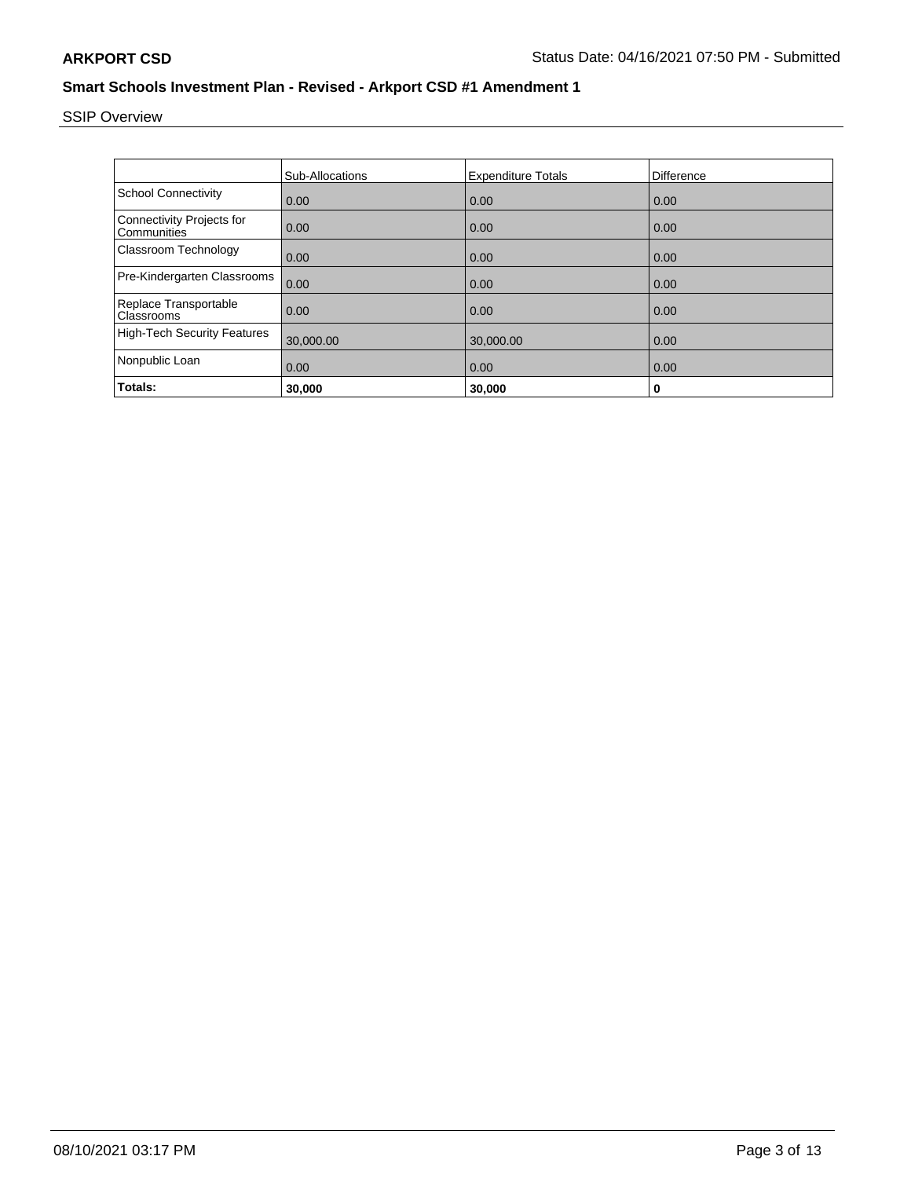## Smart Schools Investment Plan - Revised - Arkport CSD #1 Amendment 1

SSIP Overview

| | Sub-Allocations | Expenditure Totals | Difference |
|---|---|---|---|
| School Connectivity | 0.00 | 0.00 | 0.00 |
| Connectivity Projects for Communities | 0.00 | 0.00 | 0.00 |
| Classroom Technology | 0.00 | 0.00 | 0.00 |
| Pre-Kindergarten Classrooms | 0.00 | 0.00 | 0.00 |
| Replace Transportable Classrooms | 0.00 | 0.00 | 0.00 |
| High-Tech Security Features | 30,000.00 | 30,000.00 | 0.00 |
| Nonpublic Loan | 0.00 | 0.00 | 0.00 |
| **Totals:** | **30,000** | **30,000** | **0** |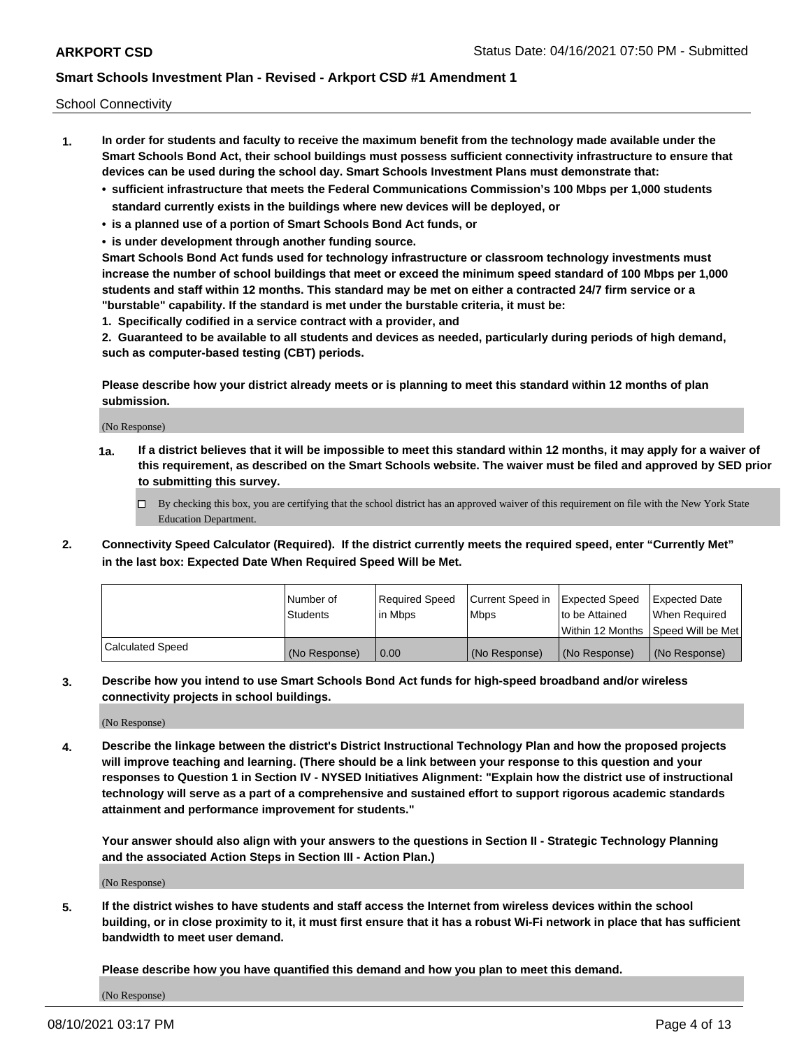School Connectivity

1. **In order for students and faculty to receive the maximum benefit from the technology made available under the Smart Schools Bond Act, their school buildings must possess sufficient connectivity infrastructure to ensure that devices can be used during the school day. Smart Schools Investment Plans must demonstrate that:**
   - **sufficient infrastructure that meets the Federal Communications Commission's 100 Mbps per 1,000 students standard currently exists in the buildings where new devices will be deployed, or**
   - **is a planned use of a portion of Smart Schools Bond Act funds, or**
   - **is under development through another funding source.**

   **Smart Schools Bond Act funds used for technology infrastructure or classroom technology investments must increase the number of school buildings that meet or exceed the minimum speed standard of 100 Mbps per 1,000 students and staff within 12 months. This standard may be met on either a contracted 24/7 firm service or a "burstable" capability. If the standard is met under the burstable criteria, it must be:**

   **1. Specifically codified in a service contract with a provider, and**

   **2. Guaranteed to be available to all students and devices as needed, particularly during periods of high demand, such as computer-based testing (CBT) periods.**

   **Please describe how your district already meets or is planning to meet this standard within 12 months of plan submission.**

   (No Response)

   **1a. If a district believes that it will be impossible to meet this standard within 12 months, it may apply for a waiver of this requirement, as described on the Smart Schools website. The waiver must be filed and approved by SED prior to submitting this survey.**

   ☐ By checking this box, you are certifying that the school district has an approved waiver of this requirement on file with the New York State Education Department.

2. **Connectivity Speed Calculator (Required). If the district currently meets the required speed, enter "Currently Met" in the last box: Expected Date When Required Speed Will be Met.**

| | Number of Students | Required Speed in Mbps | Current Speed in Mbps | Expected Speed to be Attained Within 12 Months | Expected Date When Required Speed Will be Met |
|---|---|---|---|---|---|
| Calculated Speed | (No Response) | 0.00 | (No Response) | (No Response) | (No Response) |

3. **Describe how you intend to use Smart Schools Bond Act funds for high-speed broadband and/or wireless connectivity projects in school buildings.**

   (No Response)

4. **Describe the linkage between the district's District Instructional Technology Plan and how the proposed projects will improve teaching and learning. (There should be a link between your response to this question and your responses to Question 1 in Section IV - NYSED Initiatives Alignment: "Explain how the district use of instructional technology will serve as a part of a comprehensive and sustained effort to support rigorous academic standards attainment and performance improvement for students."**

   **Your answer should also align with your answers to the questions in Section II - Strategic Technology Planning and the associated Action Steps in Section III - Action Plan.)**

   (No Response)

5. **If the district wishes to have students and staff access the Internet from wireless devices within the school building, or in close proximity to it, it must first ensure that it has a robust Wi-Fi network in place that has sufficient bandwidth to meet user demand.**

   **Please describe how you have quantified this demand and how you plan to meet this demand.**

   (No Response)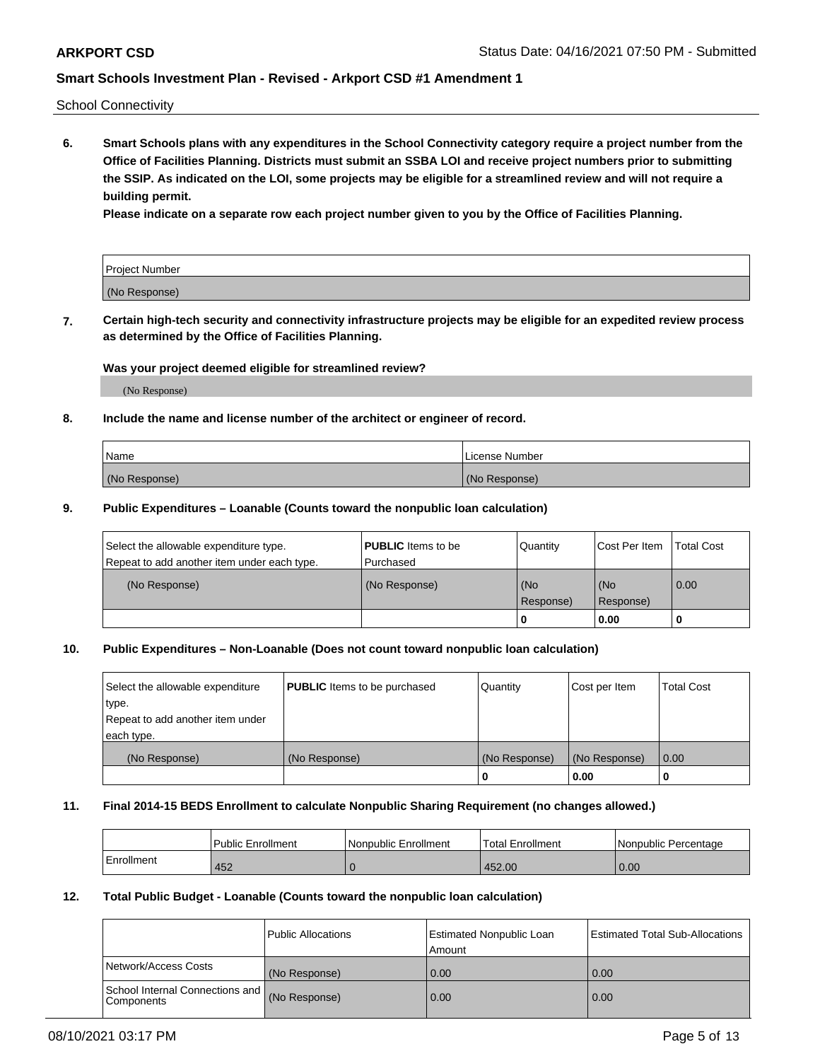School Connectivity

**6. Smart Schools plans with any expenditures in the School Connectivity category require a project number from the Office of Facilities Planning. Districts must submit an SSBA LOI and receive project numbers prior to submitting the SSIP. As indicated on the LOI, some projects may be eligible for a streamlined review and will not require a building permit.**

**Please indicate on a separate row each project number given to you by the Office of Facilities Planning.**

| Project Number |
|---|
| (No Response) |

**7. Certain high-tech security and connectivity infrastructure projects may be eligible for an expedited review process as determined by the Office of Facilities Planning.**

**Was your project deemed eligible for streamlined review?**

(No Response)

**8. Include the name and license number of the architect or engineer of record.**

| Name | License Number |
|---|---|
| (No Response) | (No Response) |

**9. Public Expenditures – Loanable (Counts toward the nonpublic loan calculation)**

| Select the allowable expenditure type. Repeat to add another item under each type. | **PUBLIC** Items to be Purchased | Quantity | Cost Per Item | Total Cost |
|---|---|---|---|---|
| (No Response) | (No Response) | (No Response) | (No Response) | 0.00 |
| | | 0 | 0.00 | 0 |

**10. Public Expenditures – Non-Loanable (Does not count toward nonpublic loan calculation)**

| Select the allowable expenditure type. Repeat to add another item under each type. | **PUBLIC** Items to be purchased | Quantity | Cost per Item | Total Cost |
|---|---|---|---|---|
| (No Response) | (No Response) | (No Response) | (No Response) | 0.00 |
| | | 0 | 0.00 | 0 |

**11. Final 2014-15 BEDS Enrollment to calculate Nonpublic Sharing Requirement (no changes allowed.)**

| | Public Enrollment | Nonpublic Enrollment | Total Enrollment | Nonpublic Percentage |
|---|---|---|---|---|
| Enrollment | 452 | 0 | 452.00 | 0.00 |

**12. Total Public Budget - Loanable (Counts toward the nonpublic loan calculation)**

| | Public Allocations | Estimated Nonpublic Loan Amount | Estimated Total Sub-Allocations |
|---|---|---|---|
| Network/Access Costs | (No Response) | 0.00 | 0.00 |
| School Internal Connections and Components | (No Response) | 0.00 | 0.00 |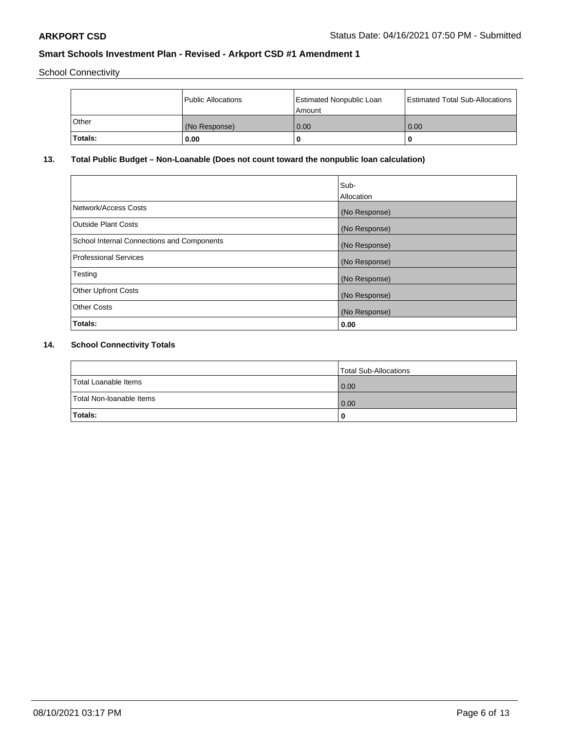School Connectivity

|  | Public Allocations | Estimated Nonpublic Loan Amount | Estimated Total Sub-Allocations |
| --- | --- | --- | --- |
| Other | (No Response) | 0.00 | 0.00 |
| **Totals:** | **0.00** | **0** | **0** |

## 13. Total Public Budget – Non-Loanable (Does not count toward the nonpublic loan calculation)

|  | Sub-Allocation |
| --- | --- |
| Network/Access Costs | (No Response) |
| Outside Plant Costs | (No Response) |
| School Internal Connections and Components | (No Response) |
| Professional Services | (No Response) |
| Testing | (No Response) |
| Other Upfront Costs | (No Response) |
| Other Costs | (No Response) |
| **Totals:** | **0.00** |

## 14. School Connectivity Totals

|  | Total Sub-Allocations |
| --- | --- |
| Total Loanable Items | 0.00 |
| Total Non-loanable Items | 0.00 |
| **Totals:** | **0** |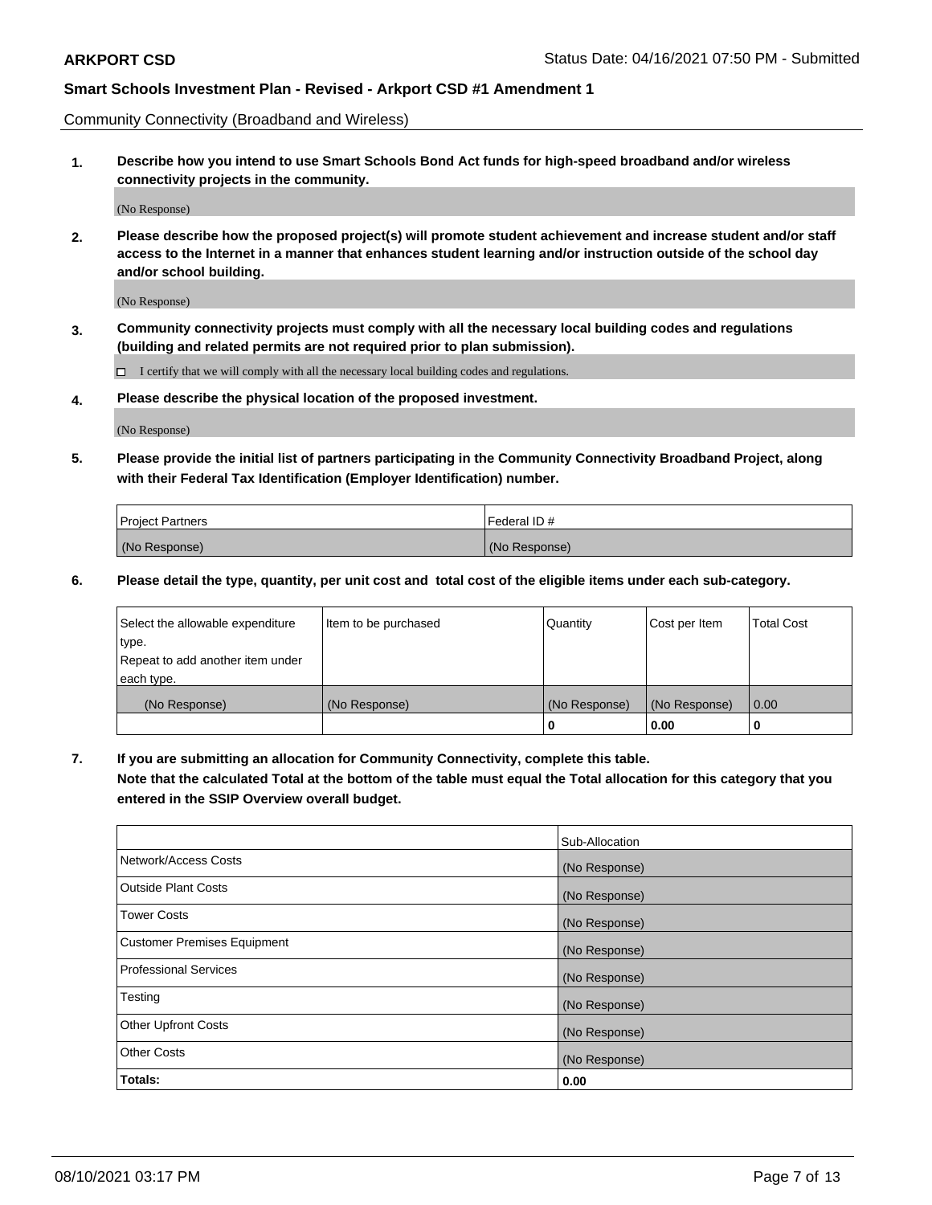Community Connectivity (Broadband and Wireless)

**1. Describe how you intend to use Smart Schools Bond Act funds for high-speed broadband and/or wireless connectivity projects in the community.**

(No Response)

**2. Please describe how the proposed project(s) will promote student achievement and increase student and/or staff access to the Internet in a manner that enhances student learning and/or instruction outside of the school day and/or school building.**

(No Response)

**3. Community connectivity projects must comply with all the necessary local building codes and regulations (building and related permits are not required prior to plan submission).**

☐ I certify that we will comply with all the necessary local building codes and regulations.

**4. Please describe the physical location of the proposed investment.**

(No Response)

**5. Please provide the initial list of partners participating in the Community Connectivity Broadband Project, along with their Federal Tax Identification (Employer Identification) number.**

| Project Partners | Federal ID # |
| --- | --- |
| (No Response) | (No Response) |

**6. Please detail the type, quantity, per unit cost and total cost of the eligible items under each sub-category.**

| Select the allowable expenditure type. Repeat to add another item under each type. | Item to be purchased | Quantity | Cost per Item | Total Cost |
| --- | --- | --- | --- | --- |
| (No Response) | (No Response) | (No Response) | (No Response) | 0.00 |
| | | 0 | 0.00 | 0 |

**7. If you are submitting an allocation for Community Connectivity, complete this table. Note that the calculated Total at the bottom of the table must equal the Total allocation for this category that you entered in the SSIP Overview overall budget.**

| | Sub-Allocation |
| --- | --- |
| Network/Access Costs | (No Response) |
| Outside Plant Costs | (No Response) |
| Tower Costs | (No Response) |
| Customer Premises Equipment | (No Response) |
| Professional Services | (No Response) |
| Testing | (No Response) |
| Other Upfront Costs | (No Response) |
| Other Costs | (No Response) |
| **Totals:** | **0.00** |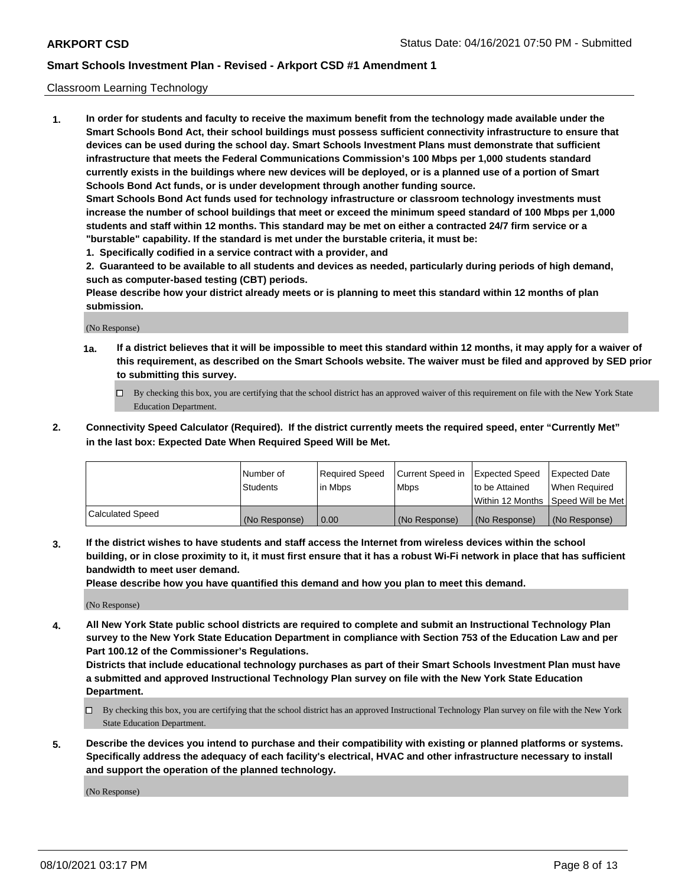Classroom Learning Technology

1. **In order for students and faculty to receive the maximum benefit from the technology made available under the Smart Schools Bond Act, their school buildings must possess sufficient connectivity infrastructure to ensure that devices can be used during the school day. Smart Schools Investment Plans must demonstrate that sufficient infrastructure that meets the Federal Communications Commission's 100 Mbps per 1,000 students standard currently exists in the buildings where new devices will be deployed, or is a planned use of a portion of Smart Schools Bond Act funds, or is under development through another funding source.**
   **Smart Schools Bond Act funds used for technology infrastructure or classroom technology investments must increase the number of school buildings that meet or exceed the minimum speed standard of 100 Mbps per 1,000 students and staff within 12 months. This standard may be met on either a contracted 24/7 firm service or a "burstable" capability. If the standard is met under the burstable criteria, it must be:**
   **1. Specifically codified in a service contract with a provider, and**
   **2. Guaranteed to be available to all students and devices as needed, particularly during periods of high demand, such as computer-based testing (CBT) periods.**
   **Please describe how your district already meets or is planning to meet this standard within 12 months of plan submission.**

   (No Response)

   **1a. If a district believes that it will be impossible to meet this standard within 12 months, it may apply for a waiver of this requirement, as described on the Smart Schools website. The waiver must be filed and approved by SED prior to submitting this survey.**

   ☐ By checking this box, you are certifying that the school district has an approved waiver of this requirement on file with the New York State Education Department.

2. **Connectivity Speed Calculator (Required). If the district currently meets the required speed, enter "Currently Met" in the last box: Expected Date When Required Speed Will be Met.**

| | Number of Students | Required Speed in Mbps | Current Speed in Mbps | Expected Speed to be Attained Within 12 Months | Expected Date When Required Speed Will be Met |
|---|---|---|---|---|---|
| Calculated Speed | (No Response) | 0.00 | (No Response) | (No Response) | (No Response) |

3. **If the district wishes to have students and staff access the Internet from wireless devices within the school building, or in close proximity to it, it must first ensure that it has a robust Wi-Fi network in place that has sufficient bandwidth to meet user demand.**
   **Please describe how you have quantified this demand and how you plan to meet this demand.**

   (No Response)

4. **All New York State public school districts are required to complete and submit an Instructional Technology Plan survey to the New York State Education Department in compliance with Section 753 of the Education Law and per Part 100.12 of the Commissioner's Regulations.**
   **Districts that include educational technology purchases as part of their Smart Schools Investment Plan must have a submitted and approved Instructional Technology Plan survey on file with the New York State Education Department.**

   ☐ By checking this box, you are certifying that the school district has an approved Instructional Technology Plan survey on file with the New York State Education Department.

5. **Describe the devices you intend to purchase and their compatibility with existing or planned platforms or systems. Specifically address the adequacy of each facility's electrical, HVAC and other infrastructure necessary to install and support the operation of the planned technology.**

   (No Response)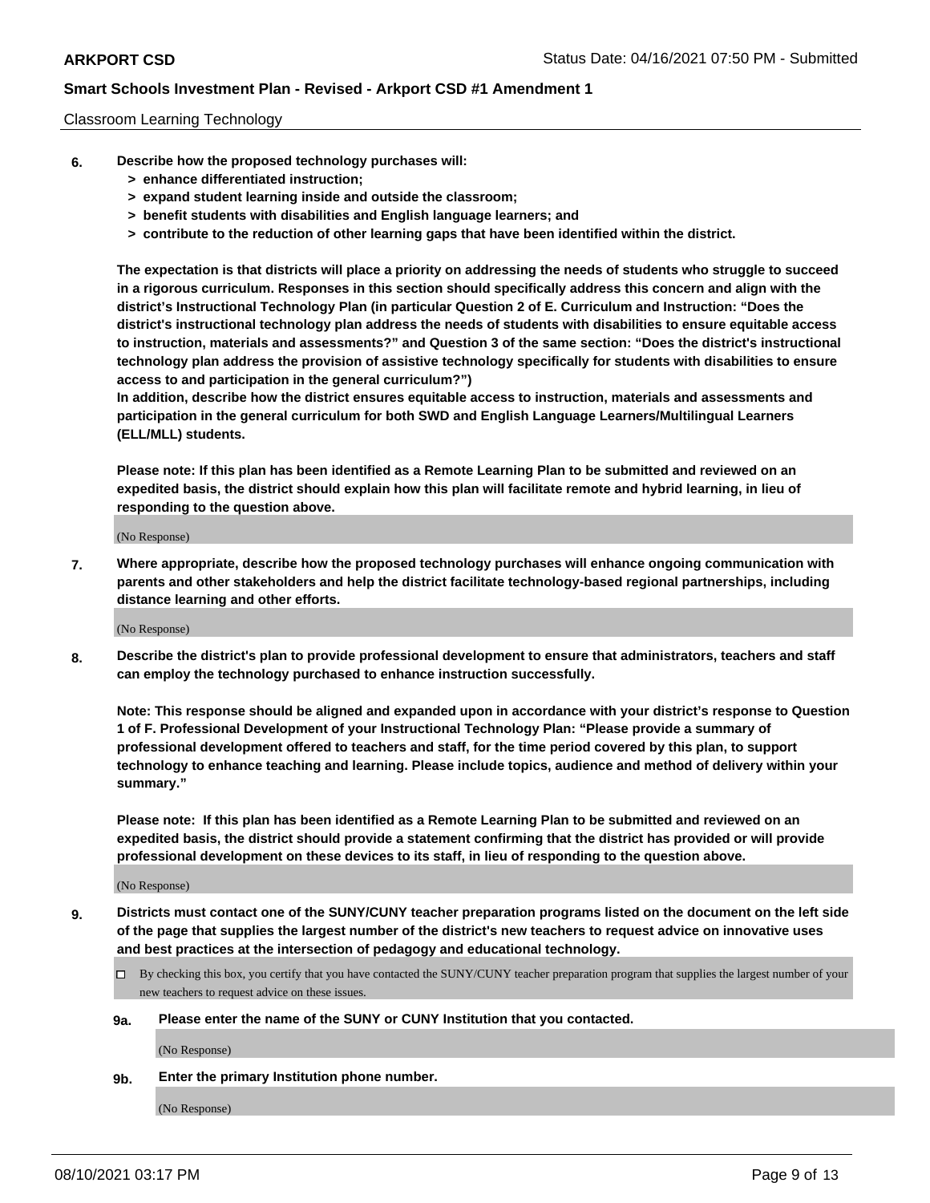Classroom Learning Technology

**6. Describe how the proposed technology purchases will:**

- **> enhance differentiated instruction;**
- **> expand student learning inside and outside the classroom;**
- **> benefit students with disabilities and English language learners; and**
- **> contribute to the reduction of other learning gaps that have been identified within the district.**

**The expectation is that districts will place a priority on addressing the needs of students who struggle to succeed in a rigorous curriculum. Responses in this section should specifically address this concern and align with the district's Instructional Technology Plan (in particular Question 2 of E. Curriculum and Instruction: "Does the district's instructional technology plan address the needs of students with disabilities to ensure equitable access to instruction, materials and assessments?" and Question 3 of the same section: "Does the district's instructional technology plan address the provision of assistive technology specifically for students with disabilities to ensure access to and participation in the general curriculum?")**

**In addition, describe how the district ensures equitable access to instruction, materials and assessments and participation in the general curriculum for both SWD and English Language Learners/Multilingual Learners (ELL/MLL) students.**

**Please note: If this plan has been identified as a Remote Learning Plan to be submitted and reviewed on an expedited basis, the district should explain how this plan will facilitate remote and hybrid learning, in lieu of responding to the question above.**

(No Response)

**7. Where appropriate, describe how the proposed technology purchases will enhance ongoing communication with parents and other stakeholders and help the district facilitate technology-based regional partnerships, including distance learning and other efforts.**

(No Response)

**8. Describe the district's plan to provide professional development to ensure that administrators, teachers and staff can employ the technology purchased to enhance instruction successfully.**

**Note: This response should be aligned and expanded upon in accordance with your district's response to Question 1 of F. Professional Development of your Instructional Technology Plan: "Please provide a summary of professional development offered to teachers and staff, for the time period covered by this plan, to support technology to enhance teaching and learning. Please include topics, audience and method of delivery within your summary."**

**Please note: If this plan has been identified as a Remote Learning Plan to be submitted and reviewed on an expedited basis, the district should provide a statement confirming that the district has provided or will provide professional development on these devices to its staff, in lieu of responding to the question above.**

(No Response)

**9. Districts must contact one of the SUNY/CUNY teacher preparation programs listed on the document on the left side of the page that supplies the largest number of the district's new teachers to request advice on innovative uses and best practices at the intersection of pedagogy and educational technology.**

☐ By checking this box, you certify that you have contacted the SUNY/CUNY teacher preparation program that supplies the largest number of your new teachers to request advice on these issues.

**9a. Please enter the name of the SUNY or CUNY Institution that you contacted.**

(No Response)

**9b. Enter the primary Institution phone number.**

(No Response)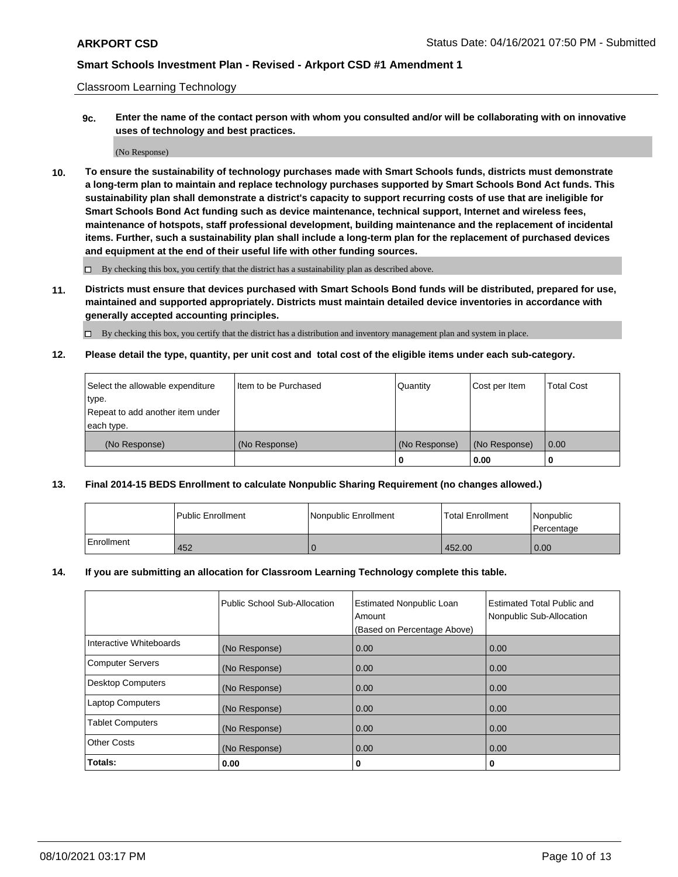Classroom Learning Technology

**9c. Enter the name of the contact person with whom you consulted and/or will be collaborating with on innovative uses of technology and best practices.**

(No Response)

**10. To ensure the sustainability of technology purchases made with Smart Schools funds, districts must demonstrate a long-term plan to maintain and replace technology purchases supported by Smart Schools Bond Act funds. This sustainability plan shall demonstrate a district's capacity to support recurring costs of use that are ineligible for Smart Schools Bond Act funding such as device maintenance, technical support, Internet and wireless fees, maintenance of hotspots, staff professional development, building maintenance and the replacement of incidental items. Further, such a sustainability plan shall include a long-term plan for the replacement of purchased devices and equipment at the end of their useful life with other funding sources.**

☐ By checking this box, you certify that the district has a sustainability plan as described above.

**11. Districts must ensure that devices purchased with Smart Schools Bond funds will be distributed, prepared for use, maintained and supported appropriately. Districts must maintain detailed device inventories in accordance with generally accepted accounting principles.**

☐ By checking this box, you certify that the district has a distribution and inventory management plan and system in place.

**12. Please detail the type, quantity, per unit cost and total cost of the eligible items under each sub-category.**

| Select the allowable expenditure type. Repeat to add another item under each type. | Item to be Purchased | Quantity | Cost per Item | Total Cost |
|---|---|---|---|---|
| (No Response) | (No Response) | (No Response) | (No Response) | 0.00 |
| | | 0 | 0.00 | 0 |

**13. Final 2014-15 BEDS Enrollment to calculate Nonpublic Sharing Requirement (no changes allowed.)**

| | Public Enrollment | Nonpublic Enrollment | Total Enrollment | Nonpublic Percentage |
|---|---|---|---|---|
| Enrollment | 452 | 0 | 452.00 | 0.00 |

**14. If you are submitting an allocation for Classroom Learning Technology complete this table.**

| | Public School Sub-Allocation | Estimated Nonpublic Loan Amount (Based on Percentage Above) | Estimated Total Public and Nonpublic Sub-Allocation |
|---|---|---|---|
| Interactive Whiteboards | (No Response) | 0.00 | 0.00 |
| Computer Servers | (No Response) | 0.00 | 0.00 |
| Desktop Computers | (No Response) | 0.00 | 0.00 |
| Laptop Computers | (No Response) | 0.00 | 0.00 |
| Tablet Computers | (No Response) | 0.00 | 0.00 |
| Other Costs | (No Response) | 0.00 | 0.00 |
| **Totals:** | **0.00** | **0** | **0** |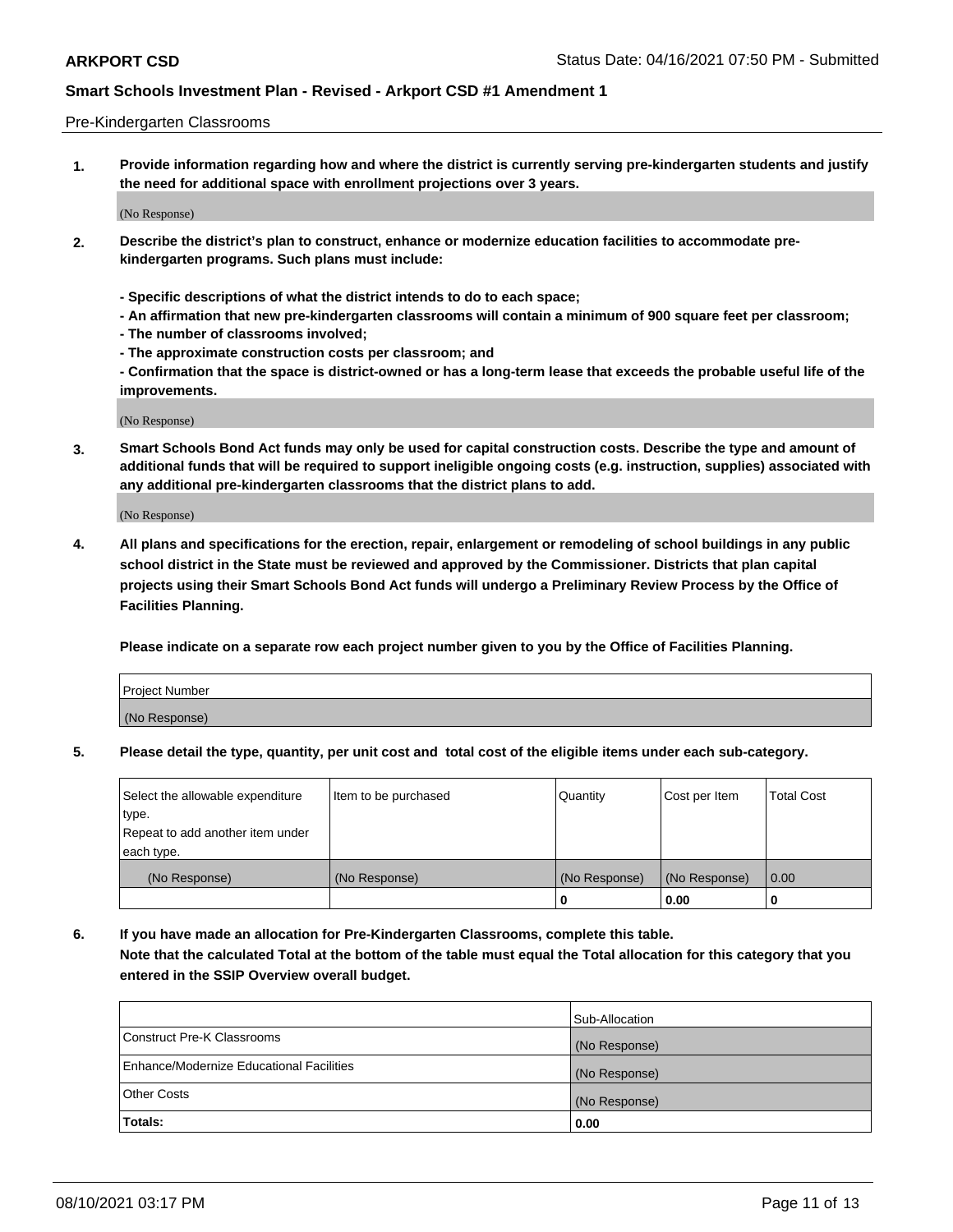Pre-Kindergarten Classrooms

**1. Provide information regarding how and where the district is currently serving pre-kindergarten students and justify the need for additional space with enrollment projections over 3 years.**

(No Response)

**2. Describe the district's plan to construct, enhance or modernize education facilities to accommodate pre-kindergarten programs. Such plans must include:**

**- Specific descriptions of what the district intends to do to each space;**
**- An affirmation that new pre-kindergarten classrooms will contain a minimum of 900 square feet per classroom;**
**- The number of classrooms involved;**
**- The approximate construction costs per classroom; and**
**- Confirmation that the space is district-owned or has a long-term lease that exceeds the probable useful life of the improvements.**

(No Response)

**3. Smart Schools Bond Act funds may only be used for capital construction costs. Describe the type and amount of additional funds that will be required to support ineligible ongoing costs (e.g. instruction, supplies) associated with any additional pre-kindergarten classrooms that the district plans to add.**

(No Response)

**4. All plans and specifications for the erection, repair, enlargement or remodeling of school buildings in any public school district in the State must be reviewed and approved by the Commissioner. Districts that plan capital projects using their Smart Schools Bond Act funds will undergo a Preliminary Review Process by the Office of Facilities Planning.**

**Please indicate on a separate row each project number given to you by the Office of Facilities Planning.**

| Project Number |
| --- |
| (No Response) |

**5. Please detail the type, quantity, per unit cost and total cost of the eligible items under each sub-category.**

| Select the allowable expenditure type. Repeat to add another item under each type. | Item to be purchased | Quantity | Cost per Item | Total Cost |
| --- | --- | --- | --- | --- |
| (No Response) | (No Response) | (No Response) | (No Response) | 0.00 |
| | | 0 | 0.00 | 0 |

**6. If you have made an allocation for Pre-Kindergarten Classrooms, complete this table. Note that the calculated Total at the bottom of the table must equal the Total allocation for this category that you entered in the SSIP Overview overall budget.**

| | Sub-Allocation |
| --- | --- |
| Construct Pre-K Classrooms | (No Response) |
| Enhance/Modernize Educational Facilities | (No Response) |
| Other Costs | (No Response) |
| **Totals:** | **0.00** |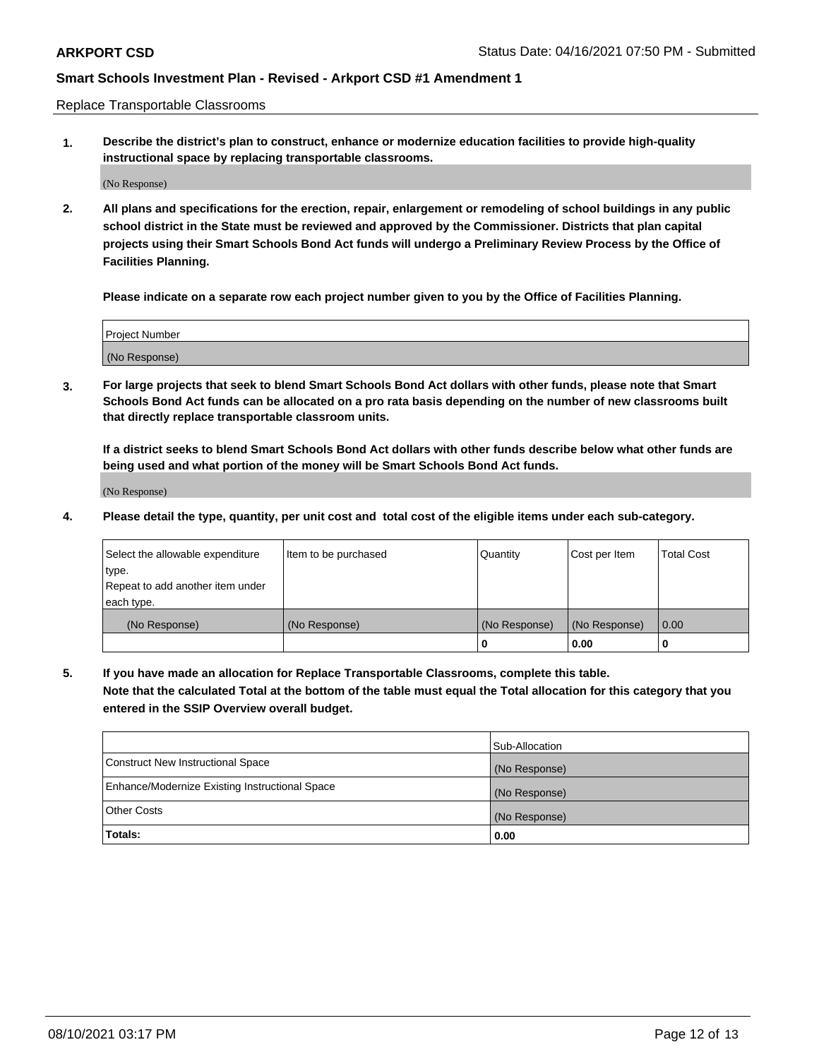Replace Transportable Classrooms

**1. Describe the district's plan to construct, enhance or modernize education facilities to provide high-quality instructional space by replacing transportable classrooms.**

(No Response)

**2. All plans and specifications for the erection, repair, enlargement or remodeling of school buildings in any public school district in the State must be reviewed and approved by the Commissioner. Districts that plan capital projects using their Smart Schools Bond Act funds will undergo a Preliminary Review Process by the Office of Facilities Planning.**

**Please indicate on a separate row each project number given to you by the Office of Facilities Planning.**

| Project Number |
|---|
| (No Response) |

**3. For large projects that seek to blend Smart Schools Bond Act dollars with other funds, please note that Smart Schools Bond Act funds can be allocated on a pro rata basis depending on the number of new classrooms built that directly replace transportable classroom units.**

**If a district seeks to blend Smart Schools Bond Act dollars with other funds describe below what other funds are being used and what portion of the money will be Smart Schools Bond Act funds.**

(No Response)

**4. Please detail the type, quantity, per unit cost and total cost of the eligible items under each sub-category.**

| Select the allowable expenditure type. Repeat to add another item under each type. | Item to be purchased | Quantity | Cost per Item | Total Cost |
|---|---|---|---|---|
| (No Response) | (No Response) | (No Response) | (No Response) | 0.00 |
| | | 0 | 0.00 | 0 |

**5. If you have made an allocation for Replace Transportable Classrooms, complete this table. Note that the calculated Total at the bottom of the table must equal the Total allocation for this category that you entered in the SSIP Overview overall budget.**

| | Sub-Allocation |
|---|---|
| Construct New Instructional Space | (No Response) |
| Enhance/Modernize Existing Instructional Space | (No Response) |
| Other Costs | (No Response) |
| **Totals:** | **0.00** |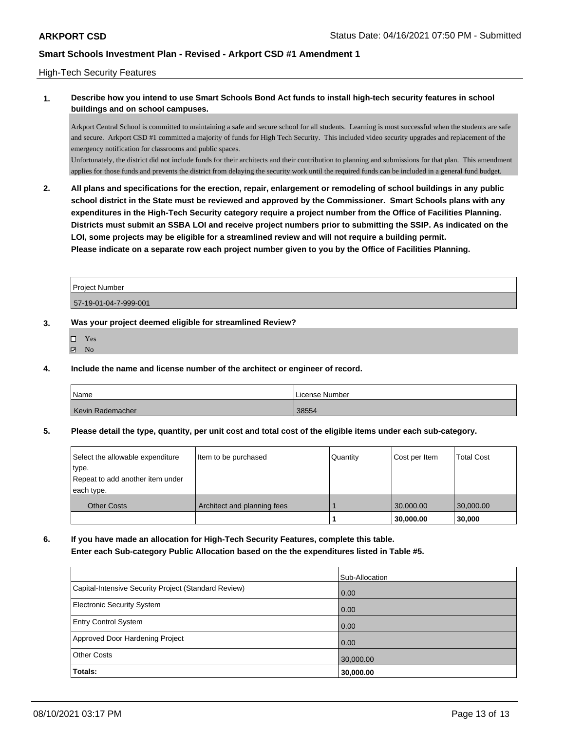High-Tech Security Features

**1. Describe how you intend to use Smart Schools Bond Act funds to install high-tech security features in school buildings and on school campuses.**

Arkport Central School is committed to maintaining a safe and secure school for all students. Learning is most successful when the students are safe and secure. Arkport CSD #1 committed a majority of funds for High Tech Security. This included video security upgrades and replacement of the emergency notification for classrooms and public spaces.
Unfortunately, the district did not include funds for their architects and their contribution to planning and submissions for that plan. This amendment applies for those funds and prevents the district from delaying the security work until the required funds can be included in a general fund budget.

**2. All plans and specifications for the erection, repair, enlargement or remodeling of school buildings in any public school district in the State must be reviewed and approved by the Commissioner. Smart Schools plans with any expenditures in the High-Tech Security category require a project number from the Office of Facilities Planning. Districts must submit an SSBA LOI and receive project numbers prior to submitting the SSIP. As indicated on the LOI, some projects may be eligible for a streamlined review and will not require a building permit.**
**Please indicate on a separate row each project number given to you by the Office of Facilities Planning.**

| Project Number |
|---|
| 57-19-01-04-7-999-001 |

**3. Was your project deemed eligible for streamlined Review?**

☐ Yes
☑ No

**4. Include the name and license number of the architect or engineer of record.**

| Name | License Number |
|---|---|
| Kevin Rademacher | 38554 |

**5. Please detail the type, quantity, per unit cost and total cost of the eligible items under each sub-category.**

| Select the allowable expenditure type. Repeat to add another item under each type. | Item to be purchased | Quantity | Cost per Item | Total Cost |
|---|---|---|---|---|
| Other Costs | Architect and planning fees | 1 | 30,000.00 | 30,000.00 |
| | | **1** | **30,000.00** | **30,000** |

**6. If you have made an allocation for High-Tech Security Features, complete this table.**
**Enter each Sub-category Public Allocation based on the the expenditures listed in Table #5.**

| | Sub-Allocation |
|---|---|
| Capital-Intensive Security Project (Standard Review) | 0.00 |
| Electronic Security System | 0.00 |
| Entry Control System | 0.00 |
| Approved Door Hardening Project | 0.00 |
| Other Costs | 30,000.00 |
| **Totals:** | **30,000.00** |